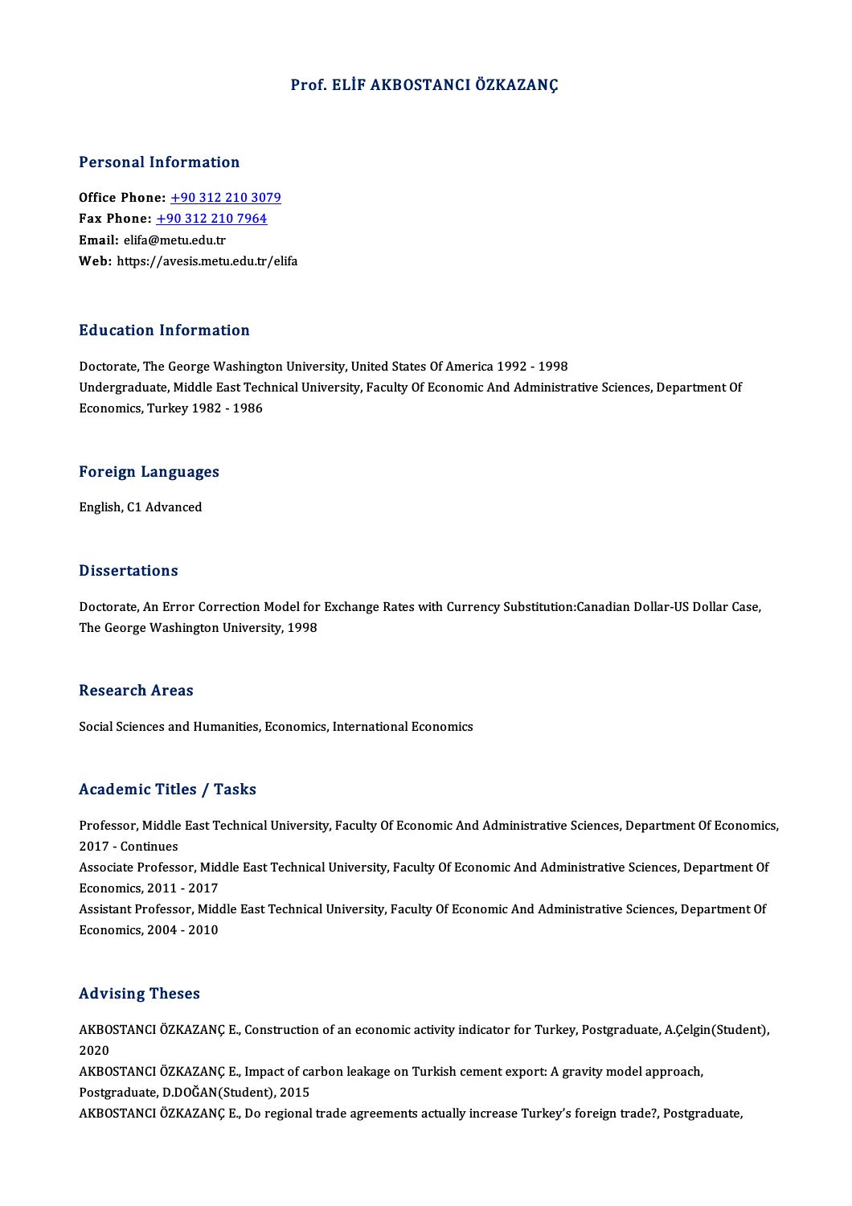# Prof. ELİF AKBOSTANCI ÖZKAZANÇ

## Personal Information

**Office Phone:** +90 312 210 3079
**Fax Phone:** +90 312 210 7964
**Email:** elifa@metu.edu.tr
**Web:** https://avesis.metu.edu.tr/elifa

## Education Information

Doctorate, The George Washington University, United States Of America 1992 - 1998
Undergraduate, Middle East Technical University, Faculty Of Economic And Administrative Sciences, Department Of Economics, Turkey 1982 - 1986

## Foreign Languages

English, C1 Advanced

## Dissertations

Doctorate, An Error Correction Model for Exchange Rates with Currency Substitution:Canadian Dollar-US Dollar Case, The George Washington University, 1998

## Research Areas

Social Sciences and Humanities, Economics, International Economics

## Academic Titles / Tasks

Professor, Middle East Technical University, Faculty Of Economic And Administrative Sciences, Department Of Economics, 2017 - Continues
Associate Professor, Middle East Technical University, Faculty Of Economic And Administrative Sciences, Department Of Economics, 2011 - 2017
Assistant Professor, Middle East Technical University, Faculty Of Economic And Administrative Sciences, Department Of Economics, 2004 - 2010

## Advising Theses

AKBOSTANCI ÖZKAZANÇ E., Construction of an economic activity indicator for Turkey, Postgraduate, A.Çelgin(Student), 2020
AKBOSTANCI ÖZKAZANÇ E., Impact of carbon leakage on Turkish cement export: A gravity model approach, Postgraduate, D.DOĞAN(Student), 2015
AKBOSTANCI ÖZKAZANÇ E., Do regional trade agreements actually increase Turkey's foreign trade?, Postgraduate,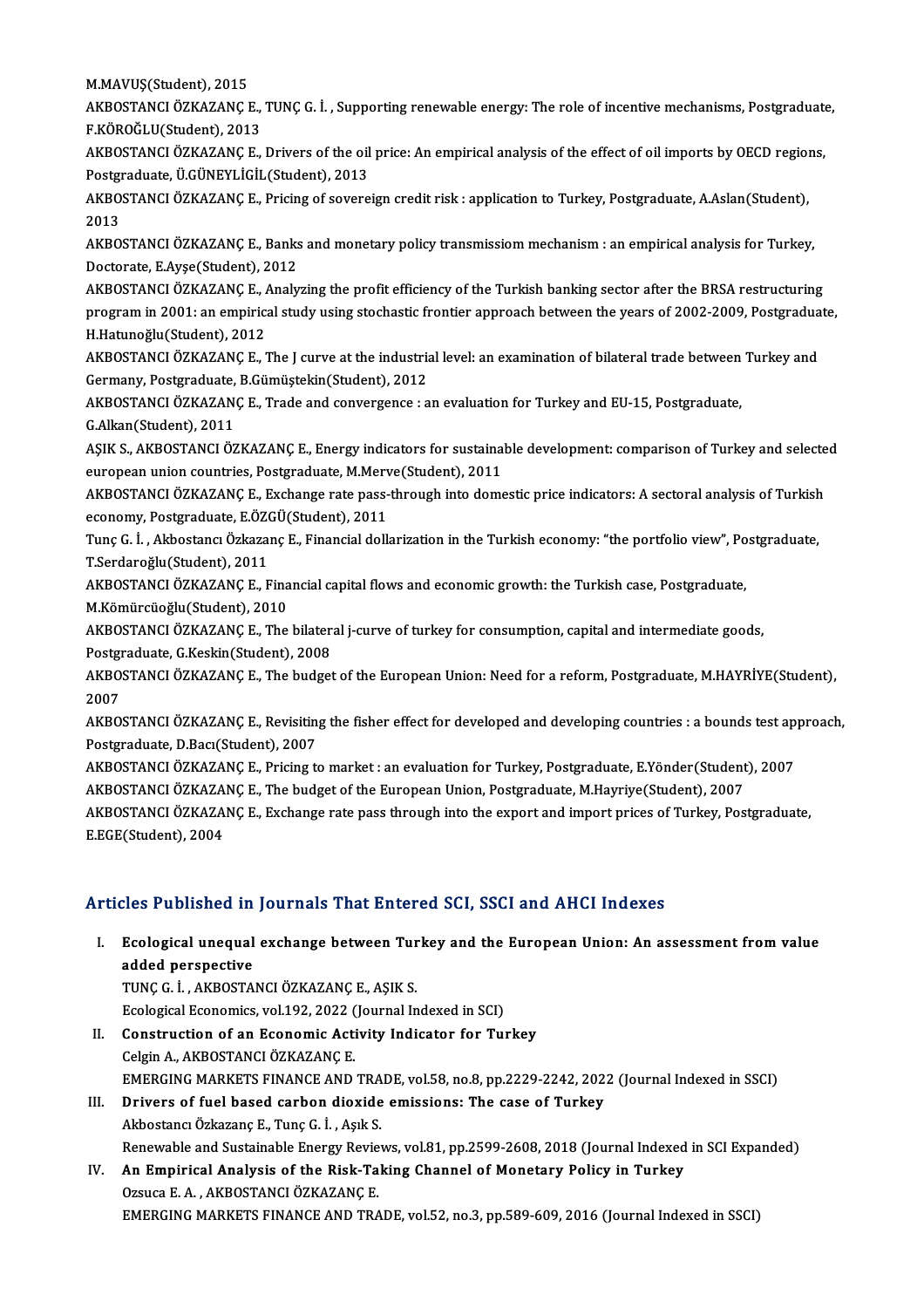M.MAVUŞ(Student), 2015

AKBOSTANCI ÖZKAZANÇ E., TUNÇ G. İ. , Supporting renewable energy: The role of incentive mechanisms, Postgraduate, F.KÖROĞLU(Student), 2013

AKBOSTANCI ÖZKAZANÇ E., Drivers of the oil price: An empirical analysis of the effect of oil imports by OECD regions, Postgraduate, Ü.GÜNEYLİGİL(Student), 2013

AKBOSTANCI ÖZKAZANÇ E., Pricing of sovereign credit risk : application to Turkey, Postgraduate, A.Aslan(Student), 2013

AKBOSTANCI ÖZKAZANÇ E., Banks and monetary policy transmissiom mechanism : an empirical analysis for Turkey, Doctorate, E.Ayşe(Student), 2012

AKBOSTANCI ÖZKAZANÇ E., Analyzing the profit efficiency of the Turkish banking sector after the BRSA restructuring program in 2001: an empirical study using stochastic frontier approach between the years of 2002-2009, Postgraduate, H.Hatunoğlu(Student), 2012

AKBOSTANCI ÖZKAZANÇ E., The J curve at the industrial level: an examination of bilateral trade between Turkey and Germany, Postgraduate, B.Gümüştekin(Student), 2012

AKBOSTANCI ÖZKAZANÇ E., Trade and convergence : an evaluation for Turkey and EU-15, Postgraduate, G.Alkan(Student), 2011

AŞIK S., AKBOSTANCI ÖZKAZANÇ E., Energy indicators for sustainable development: comparison of Turkey and selected european union countries, Postgraduate, M.Merve(Student), 2011

AKBOSTANCI ÖZKAZANÇ E., Exchange rate pass-through into domestic price indicators: A sectoral analysis of Turkish economy, Postgraduate, E.ÖZGÜ(Student), 2011

Tunç G. İ. , Akbostancı Özkazanç E., Financial dollarization in the Turkish economy: "the portfolio view", Postgraduate, T.Serdaroğlu(Student), 2011

AKBOSTANCI ÖZKAZANÇ E., Financial capital flows and economic growth: the Turkish case, Postgraduate, M.Kömürcüoğlu(Student), 2010

AKBOSTANCI ÖZKAZANÇ E., The bilateral j-curve of turkey for consumption, capital and intermediate goods, Postgraduate, G.Keskin(Student), 2008

AKBOSTANCI ÖZKAZANÇ E., The budget of the European Union: Need for a reform, Postgraduate, M.HAYRİYE(Student), 2007

AKBOSTANCI ÖZKAZANÇ E., Revisiting the fisher effect for developed and developing countries : a bounds test approach, Postgraduate, D.Bacı(Student), 2007

AKBOSTANCI ÖZKAZANÇ E., Pricing to market : an evaluation for Turkey, Postgraduate, E.Yönder(Student), 2007

AKBOSTANCI ÖZKAZANÇ E., The budget of the European Union, Postgraduate, M.Hayriye(Student), 2007

AKBOSTANCI ÖZKAZANÇ E., Exchange rate pass through into the export and import prices of Turkey, Postgraduate, E.EGE(Student), 2004

## Articles Published in Journals That Entered SCI, SSCI and AHCI Indexes

I. **Ecological unequal exchange between Turkey and the European Union: An assessment from value added perspective**
   TUNÇ G. İ. , AKBOSTANCI ÖZKAZANÇ E., AŞIK S.
   Ecological Economics, vol.192, 2022 (Journal Indexed in SCI)

II. **Construction of an Economic Activity Indicator for Turkey**
   Celgin A., AKBOSTANCI ÖZKAZANÇ E.
   EMERGING MARKETS FINANCE AND TRADE, vol.58, no.8, pp.2229-2242, 2022 (Journal Indexed in SSCI)

III. **Drivers of fuel based carbon dioxide emissions: The case of Turkey**
   Akbostancı Özkazanç E., Tunç G. İ. , Aşık S.
   Renewable and Sustainable Energy Reviews, vol.81, pp.2599-2608, 2018 (Journal Indexed in SCI Expanded)

IV. **An Empirical Analysis of the Risk-Taking Channel of Monetary Policy in Turkey**
   Ozsuca E. A. , AKBOSTANCI ÖZKAZANÇ E.
   EMERGING MARKETS FINANCE AND TRADE, vol.52, no.3, pp.589-609, 2016 (Journal Indexed in SSCI)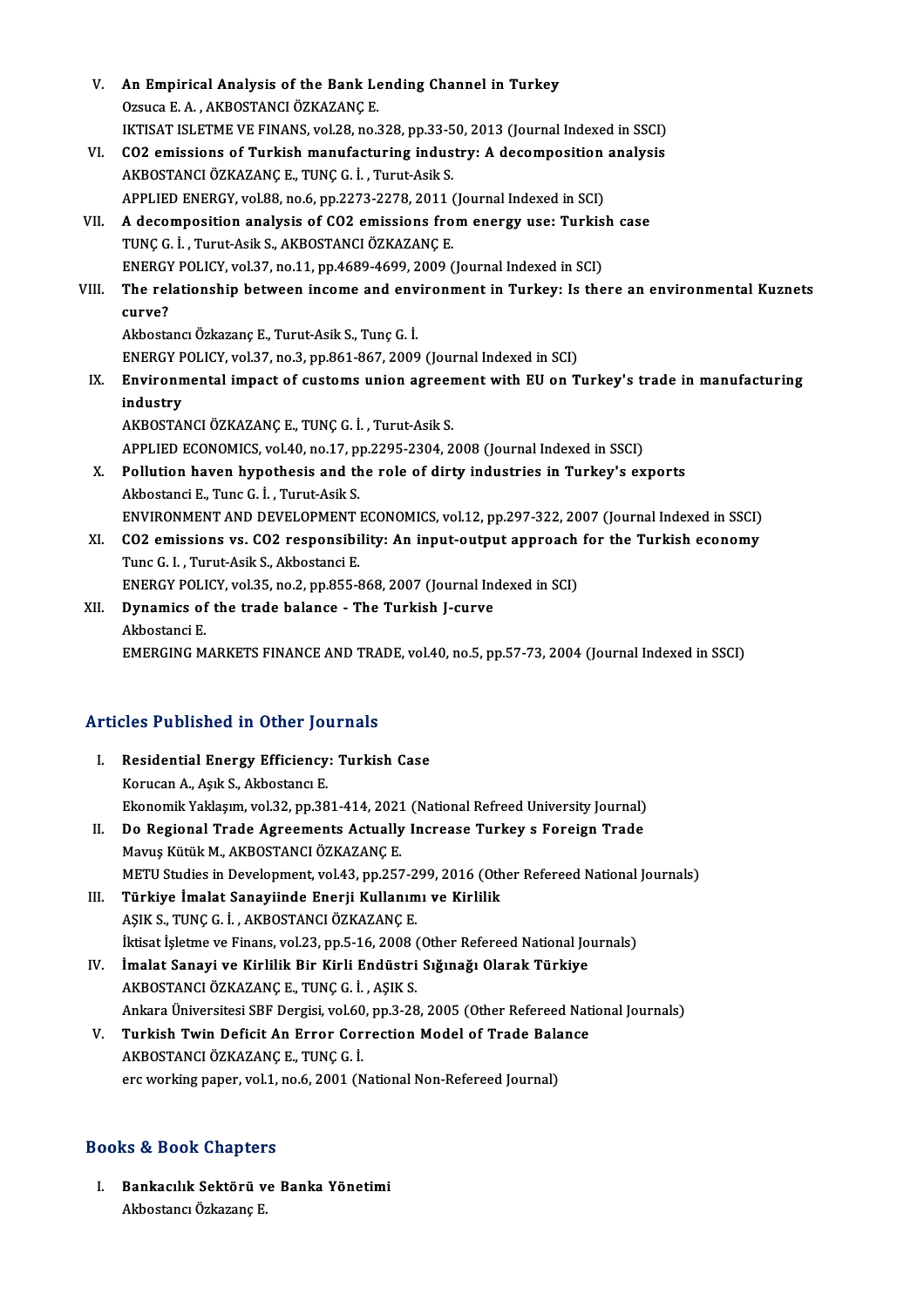V. **An Empirical Analysis of the Bank Lending Channel in Turkey**
Ozsuca E. A. , AKBOSTANCI ÖZKAZANÇ E.
IKTISAT ISLETME VE FINANS, vol.28, no.328, pp.33-50, 2013 (Journal Indexed in SSCI)

VI. **$CO_2$ emissions of Turkish manufacturing industry: A decomposition analysis**
AKBOSTANCI ÖZKAZANÇ E., TUNÇ G. İ. , Turut-Asik S.
APPLIED ENERGY, vol.88, no.6, pp.2273-2278, 2011 (Journal Indexed in SCI)

VII. **A decomposition analysis of $CO_2$ emissions from energy use: Turkish case**
TUNÇ G. İ. , Turut-Asik S., AKBOSTANCI ÖZKAZANÇ E.
ENERGY POLICY, vol.37, no.11, pp.4689-4699, 2009 (Journal Indexed in SCI)

VIII. **The relationship between income and environment in Turkey: Is there an environmental Kuznets curve?**
Akbostancı Özkazanç E., Turut-Asik S., Tunç G. İ.
ENERGY POLICY, vol.37, no.3, pp.861-867, 2009 (Journal Indexed in SCI)

IX. **Environmental impact of customs union agreement with EU on Turkey's trade in manufacturing industry**
AKBOSTANCI ÖZKAZANÇ E., TUNÇ G. İ. , Turut-Asik S.
APPLIED ECONOMICS, vol.40, no.17, pp.2295-2304, 2008 (Journal Indexed in SSCI)

X. **Pollution haven hypothesis and the role of dirty industries in Turkey's exports**
Akbostanci E., Tunc G. İ. , Turut-Asik S.
ENVIRONMENT AND DEVELOPMENT ECONOMICS, vol.12, pp.297-322, 2007 (Journal Indexed in SSCI)

XI. **$CO_2$ emissions vs. $CO_2$ responsibility: An input-output approach for the Turkish economy**
Tunc G. I. , Turut-Asik S., Akbostanci E.
ENERGY POLICY, vol.35, no.2, pp.855-868, 2007 (Journal Indexed in SCI)

XII. **Dynamics of the trade balance - The Turkish J-curve**
Akbostanci E.
EMERGING MARKETS FINANCE AND TRADE, vol.40, no.5, pp.57-73, 2004 (Journal Indexed in SSCI)

## Articles Published in Other Journals

I. **Residential Energy Efficiency: Turkish Case**
Korucan A., Aşık S., Akbostancı E.
Ekonomik Yaklaşım, vol.32, pp.381-414, 2021 (National Refreed University Journal)

II. **Do Regional Trade Agreements Actually Increase Turkey s Foreign Trade**
Mavuş Kütük M., AKBOSTANCI ÖZKAZANÇ E.
METU Studies in Development, vol.43, pp.257-299, 2016 (Other Refereed National Journals)

III. **Türkiye İmalat Sanayiinde Enerji Kullanımı ve Kirlilik**
AŞIK S., TUNÇ G. İ. , AKBOSTANCI ÖZKAZANÇ E.
İktisat İşletme ve Finans, vol.23, pp.5-16, 2008 (Other Refereed National Journals)

IV. **İmalat Sanayi ve Kirlilik Bir Kirli Endüstri Sığınağı Olarak Türkiye**
AKBOSTANCI ÖZKAZANÇ E., TUNÇ G. İ. , AŞIK S.
Ankara Üniversitesi SBF Dergisi, vol.60, pp.3-28, 2005 (Other Refereed National Journals)

V. **Turkish Twin Deficit An Error Correction Model of Trade Balance**
AKBOSTANCI ÖZKAZANÇ E., TUNÇ G. İ.
erc working paper, vol.1, no.6, 2001 (National Non-Refereed Journal)

## Books & Book Chapters

I. **Bankacılık Sektörü ve Banka Yönetimi**
Akbostancı Özkazanç E.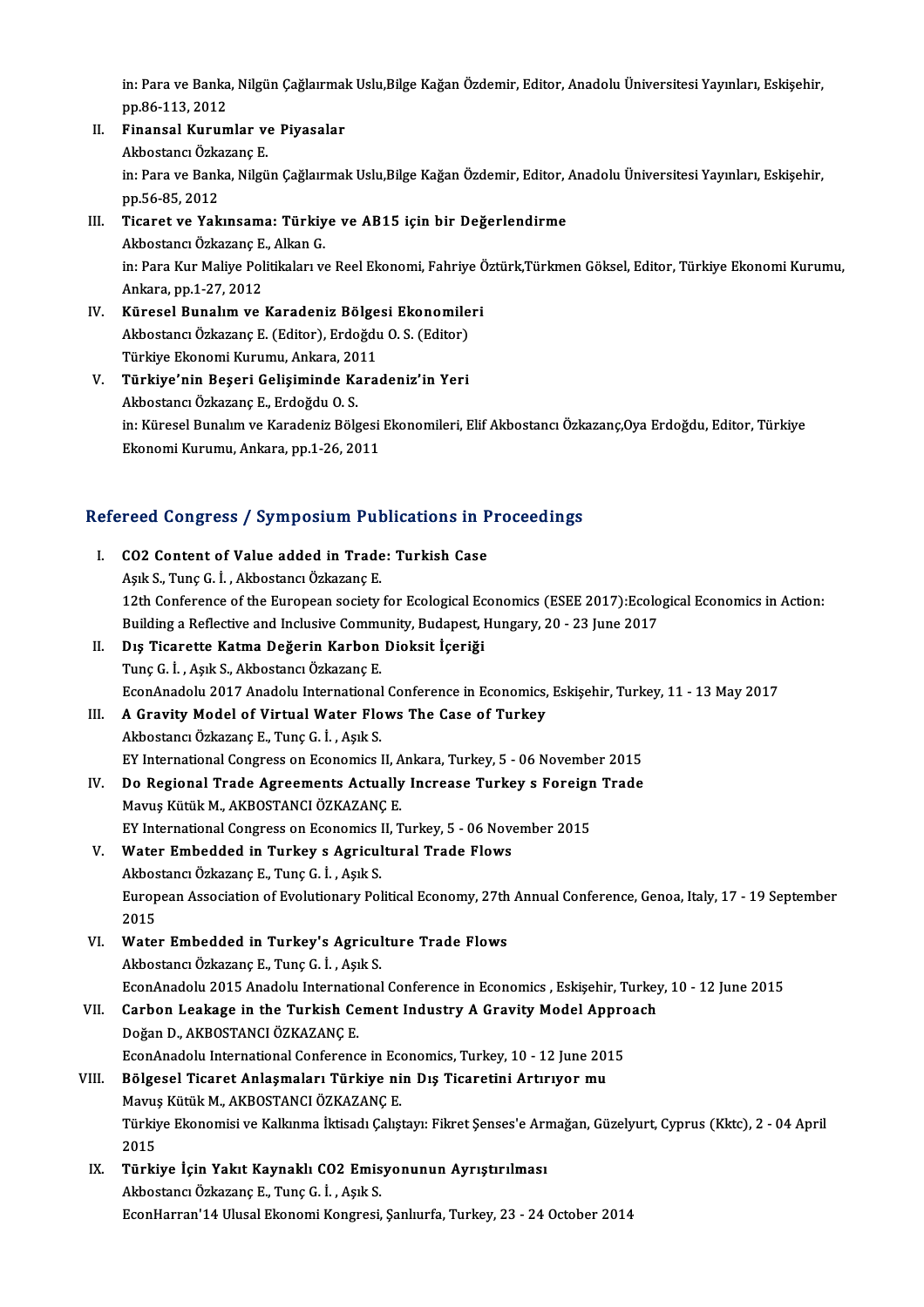in: Para ve Banka, Nilgün Çağlaırmak Uslu,Bilge Kağan Özdemir, Editor, Anadolu Üniversitesi Yayınları, Eskişehir, pp.86-113, 2012

II. **Finansal Kurumlar ve Piyasalar**
Akbostancı Özkazanç E.
in: Para ve Banka, Nilgün Çağlaırmak Uslu,Bilge Kağan Özdemir, Editor, Anadolu Üniversitesi Yayınları, Eskişehir, pp.56-85, 2012

III. **Ticaret ve Yakınsama: Türkiye ve AB15 için bir Değerlendirme**
Akbostancı Özkazanç E., Alkan G.
in: Para Kur Maliye Politikaları ve Reel Ekonomi, Fahriye Öztürk,Türkmen Göksel, Editor, Türkiye Ekonomi Kurumu, Ankara, pp.1-27, 2012

IV. **Küresel Bunalım ve Karadeniz Bölgesi Ekonomileri**
Akbostancı Özkazanç E. (Editor), Erdoğdu O. S. (Editor)
Türkiye Ekonomi Kurumu, Ankara, 2011

V. **Türkiye'nin Beşeri Gelişiminde Karadeniz'in Yeri**
Akbostancı Özkazanç E., Erdoğdu O. S.
in: Küresel Bunalım ve Karadeniz Bölgesi Ekonomileri, Elif Akbostancı Özkazanç,Oya Erdoğdu, Editor, Türkiye Ekonomi Kurumu, Ankara, pp.1-26, 2011

## Refereed Congress / Symposium Publications in Proceedings

I. **CO2 Content of Value added in Trade: Turkish Case**
Aşık S., Tunç G. İ. , Akbostancı Özkazanç E.
12th Conference of the European society for Ecological Economics (ESEE 2017):Ecological Economics in Action: Building a Reflective and Inclusive Community, Budapest, Hungary, 20 - 23 June 2017

II. **Dış Ticarette Katma Değerin Karbon Dioksit İçeriği**
Tunç G. İ. , Aşık S., Akbostancı Özkazanç E.
EconAnadolu 2017 Anadolu International Conference in Economics, Eskişehir, Turkey, 11 - 13 May 2017

III. **A Gravity Model of Virtual Water Flows The Case of Turkey**
Akbostancı Özkazanç E., Tunç G. İ. , Aşık S.
EY International Congress on Economics II, Ankara, Turkey, 5 - 06 November 2015

IV. **Do Regional Trade Agreements Actually Increase Turkey s Foreign Trade**
Mavuş Kütük M., AKBOSTANCI ÖZKAZANÇ E.
EY International Congress on Economics II, Turkey, 5 - 06 November 2015

V. **Water Embedded in Turkey s Agricultural Trade Flows**
Akbostancı Özkazanç E., Tunç G. İ. , Aşık S.
European Association of Evolutionary Political Economy, 27th Annual Conference, Genoa, Italy, 17 - 19 September 2015

VI. **Water Embedded in Turkey's Agriculture Trade Flows**
Akbostancı Özkazanç E., Tunç G. İ. , Aşık S.
EconAnadolu 2015 Anadolu International Conference in Economics , Eskişehir, Turkey, 10 - 12 June 2015

VII. **Carbon Leakage in the Turkish Cement Industry A Gravity Model Approach**
Doğan D., AKBOSTANCI ÖZKAZANÇ E.
EconAnadolu International Conference in Economics, Turkey, 10 - 12 June 2015

VIII. **Bölgesel Ticaret Anlaşmaları Türkiye nin Dış Ticaretini Artırıyor mu**
Mavuş Kütük M., AKBOSTANCI ÖZKAZANÇ E.
Türkiye Ekonomisi ve Kalkınma İktisadı Çalıştayı: Fikret Şenses'e Armağan, Güzelyurt, Cyprus (Kktc), 2 - 04 April 2015

IX. **Türkiye İçin Yakıt Kaynaklı CO2 Emisyonunun Ayrıştırılması**
Akbostancı Özkazanç E., Tunç G. İ. , Aşık S.
EconHarran'14 Ulusal Ekonomi Kongresi, Şanlıurfa, Turkey, 23 - 24 October 2014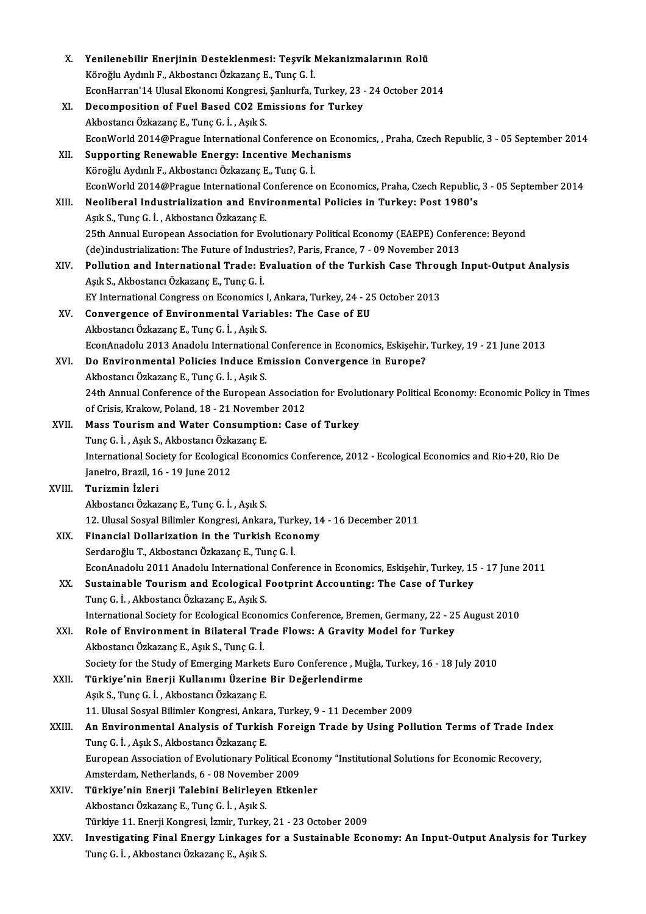X. **Yenilenebilir Enerjinin Desteklenmesi: Teşvik Mekanizmalarının Rolü**
Köroğlu Aydınlı F., Akbostancı Özkazanç E., Tunç G. İ.
EconHarran'14 Ulusal Ekonomi Kongresi, Şanlıurfa, Turkey, 23 - 24 October 2014

XI. **Decomposition of Fuel Based CO2 Emissions for Turkey**
Akbostancı Özkazanç E., Tunç G. İ. , Aşık S.
EconWorld 2014@Prague International Conference on Economics, , Praha, Czech Republic, 3 - 05 September 2014

XII. **Supporting Renewable Energy: Incentive Mechanisms**
Köroğlu Aydınlı F., Akbostancı Özkazanç E., Tunç G. İ.
EconWorld 2014@Prague International Conference on Economics, Praha, Czech Republic, 3 - 05 September 2014

XIII. **Neoliberal Industrialization and Environmental Policies in Turkey: Post 1980's**
Aşık S., Tunç G. İ. , Akbostancı Özkazanç E.
25th Annual European Association for Evolutionary Political Economy (EAEPE) Conference: Beyond (de)industrialization: The Future of Industries?, Paris, France, 7 - 09 November 2013

XIV. **Pollution and International Trade: Evaluation of the Turkish Case Through Input-Output Analysis**
Aşık S., Akbostancı Özkazanç E., Tunç G. İ.
EY International Congress on Economics I, Ankara, Turkey, 24 - 25 October 2013

XV. **Convergence of Environmental Variables: The Case of EU**
Akbostancı Özkazanç E., Tunç G. İ. , Aşık S.
EconAnadolu 2013 Anadolu International Conference in Economics, Eskişehir, Turkey, 19 - 21 June 2013

XVI. **Do Environmental Policies Induce Emission Convergence in Europe?**
Akbostancı Özkazanç E., Tunç G. İ. , Aşık S.
24th Annual Conference of the European Association for Evolutionary Political Economy: Economic Policy in Times of Crisis, Krakow, Poland, 18 - 21 November 2012

XVII. **Mass Tourism and Water Consumption: Case of Turkey**
Tunç G. İ. , Aşık S., Akbostancı Özkazanç E.
International Society for Ecological Economics Conference, 2012 - Ecological Economics and Rio+20, Rio De Janeiro, Brazil, 16 - 19 June 2012

XVIII. **Turizmin İzleri**
Akbostancı Özkazanç E., Tunç G. İ. , Aşık S.
12. Ulusal Sosyal Bilimler Kongresi, Ankara, Turkey, 14 - 16 December 2011

XIX. **Financial Dollarization in the Turkish Economy**
Serdaroğlu T., Akbostancı Özkazanç E., Tunç G. İ.
EconAnadolu 2011 Anadolu International Conference in Economics, Eskişehir, Turkey, 15 - 17 June 2011

XX. **Sustainable Tourism and Ecological Footprint Accounting: The Case of Turkey**
Tunç G. İ. , Akbostancı Özkazanç E., Aşık S.
International Society for Ecological Economics Conference, Bremen, Germany, 22 - 25 August 2010

XXI. **Role of Environment in Bilateral Trade Flows: A Gravity Model for Turkey**
Akbostancı Özkazanç E., Aşık S., Tunç G. İ.
Society for the Study of Emerging Markets Euro Conference , Muğla, Turkey, 16 - 18 July 2010

XXII. **Türkiye'nin Enerji Kullanımı Üzerine Bir Değerlendirme**
Aşık S., Tunç G. İ. , Akbostancı Özkazanç E.
11. Ulusal Sosyal Bilimler Kongresi, Ankara, Turkey, 9 - 11 December 2009

XXIII. **An Environmental Analysis of Turkish Foreign Trade by Using Pollution Terms of Trade Index**
Tunç G. İ. , Aşık S., Akbostancı Özkazanç E.
European Association of Evolutionary Political Economy "Institutional Solutions for Economic Recovery, Amsterdam, Netherlands, 6 - 08 November 2009

XXIV. **Türkiye'nin Enerji Talebini Belirleyen Etkenler**
Akbostancı Özkazanç E., Tunç G. İ. , Aşık S.
Türkiye 11. Enerji Kongresi, İzmir, Turkey, 21 - 23 October 2009

XXV. **Investigating Final Energy Linkages for a Sustainable Economy: An Input-Output Analysis for Turkey**
Tunç G. İ. , Akbostancı Özkazanç E., Aşık S.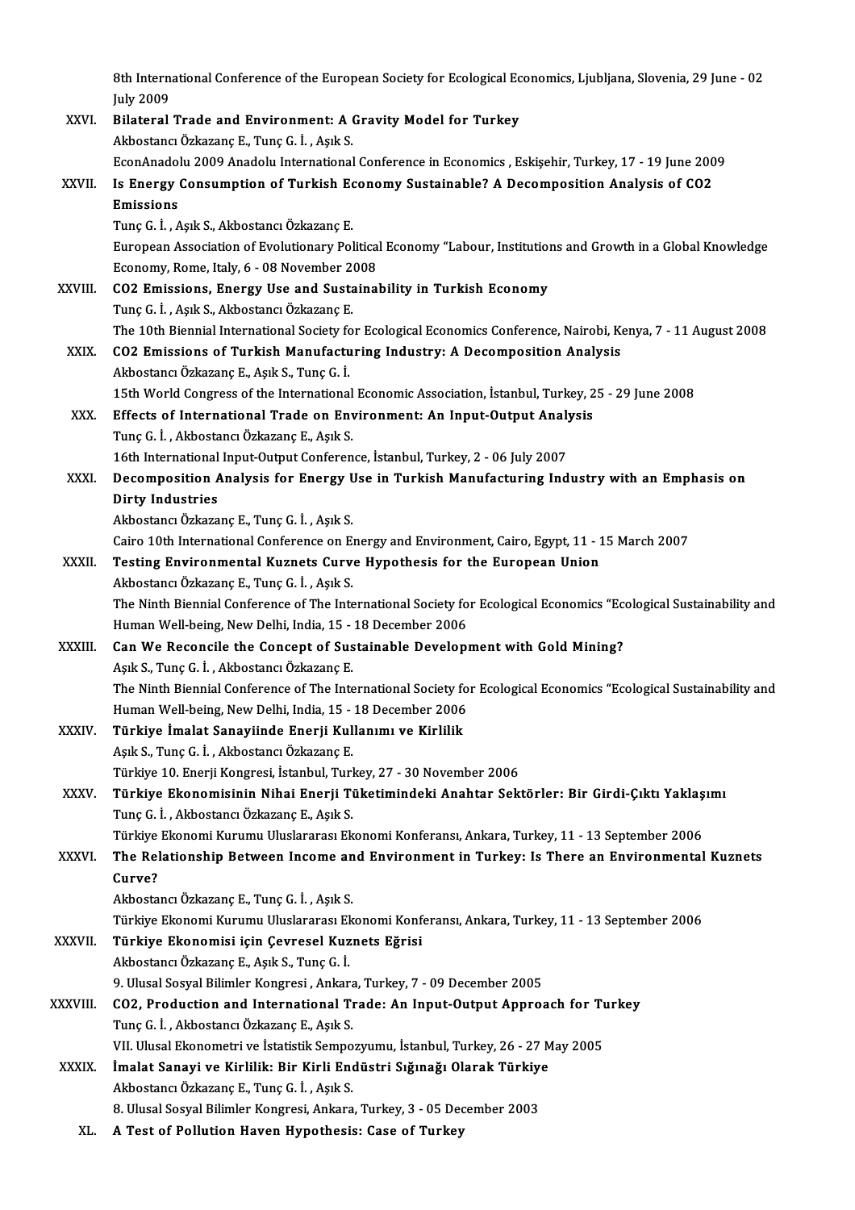8th International Conference of the European Society for Ecological Economics, Ljubljana, Slovenia, 29 June - 02 July 2009

XXVI. **Bilateral Trade and Environment: A Gravity Model for Turkey**
Akbostancı Özkazanç E., Tunç G. İ. , Aşık S.
EconAnadolu 2009 Anadolu International Conference in Economics , Eskişehir, Turkey, 17 - 19 June 2009

XXVII. **Is Energy Consumption of Turkish Economy Sustainable? A Decomposition Analysis of CO2 Emissions**
Tunç G. İ. , Aşık S., Akbostancı Özkazanç E.
European Association of Evolutionary Political Economy "Labour, Institutions and Growth in a Global Knowledge Economy, Rome, Italy, 6 - 08 November 2008

XXVIII. **CO2 Emissions, Energy Use and Sustainability in Turkish Economy**
Tunç G. İ. , Aşık S., Akbostancı Özkazanç E.
The 10th Biennial International Society for Ecological Economics Conference, Nairobi, Kenya, 7 - 11 August 2008

XXIX. **CO2 Emissions of Turkish Manufacturing Industry: A Decomposition Analysis**
Akbostancı Özkazanç E., Aşık S., Tunç G. İ.
15th World Congress of the International Economic Association, İstanbul, Turkey, 25 - 29 June 2008

XXX. **Effects of International Trade on Environment: An Input-Output Analysis**
Tunç G. İ. , Akbostancı Özkazanç E., Aşık S.
16th International Input-Output Conference, İstanbul, Turkey, 2 - 06 July 2007

XXXI. **Decomposition Analysis for Energy Use in Turkish Manufacturing Industry with an Emphasis on Dirty Industries**
Akbostancı Özkazanç E., Tunç G. İ. , Aşık S.
Cairo 10th International Conference on Energy and Environment, Cairo, Egypt, 11 - 15 March 2007

XXXII. **Testing Environmental Kuznets Curve Hypothesis for the European Union**
Akbostancı Özkazanç E., Tunç G. İ. , Aşık S.
The Ninth Biennial Conference of The International Society for Ecological Economics "Ecological Sustainability and Human Well-being, New Delhi, India, 15 - 18 December 2006

XXXIII. **Can We Reconcile the Concept of Sustainable Development with Gold Mining?**
Aşık S., Tunç G. İ. , Akbostancı Özkazanç E.
The Ninth Biennial Conference of The International Society for Ecological Economics "Ecological Sustainability and Human Well-being, New Delhi, India, 15 - 18 December 2006

XXXIV. **Türkiye İmalat Sanayiinde Enerji Kullanımı ve Kirlilik**
Aşık S., Tunç G. İ. , Akbostancı Özkazanç E.
Türkiye 10. Enerji Kongresi, İstanbul, Turkey, 27 - 30 November 2006

XXXV. **Türkiye Ekonomisinin Nihai Enerji Tüketimindeki Anahtar Sektörler: Bir Girdi-Çıktı Yaklaşımı**
Tunç G. İ. , Akbostancı Özkazanç E., Aşık S.
Türkiye Ekonomi Kurumu Uluslararası Ekonomi Konferansı, Ankara, Turkey, 11 - 13 September 2006

XXXVI. **The Relationship Between Income and Environment in Turkey: Is There an Environmental Kuznets Curve?**
Akbostancı Özkazanç E., Tunç G. İ. , Aşık S.
Türkiye Ekonomi Kurumu Uluslararası Ekonomi Konferansı, Ankara, Turkey, 11 - 13 September 2006

XXXVII. **Türkiye Ekonomisi için Çevresel Kuznets Eğrisi**
Akbostancı Özkazanç E., Aşık S., Tunç G. İ.
9. Ulusal Sosyal Bilimler Kongresi , Ankara, Turkey, 7 - 09 December 2005

XXXVIII. **CO2, Production and International Trade: An Input-Output Approach for Turkey**
Tunç G. İ. , Akbostancı Özkazanç E., Aşık S.
VII. Ulusal Ekonometri ve İstatistik Sempozyumu, İstanbul, Turkey, 26 - 27 May 2005

XXXIX. **İmalat Sanayi ve Kirlilik: Bir Kirli Endüstri Sığınağı Olarak Türkiye**
Akbostancı Özkazanç E., Tunç G. İ. , Aşık S.
8. Ulusal Sosyal Bilimler Kongresi, Ankara, Turkey, 3 - 05 December 2003

XL. **A Test of Pollution Haven Hypothesis: Case of Turkey**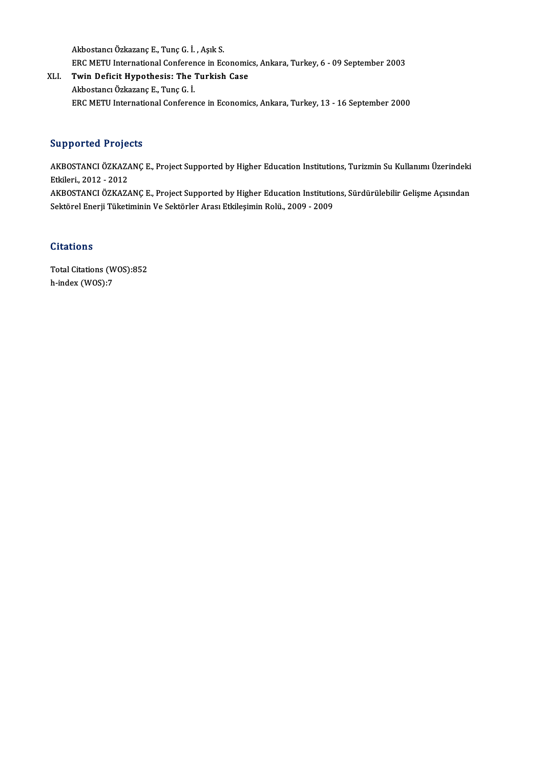Akbostancı Özkazanç E., Tunç G. İ. , Aşık S.
ERC METU International Conference in Economics, Ankara, Turkey, 6 - 09 September 2003

XLI. **Twin Deficit Hypothesis: The Turkish Case**
Akbostancı Özkazanç E., Tunç G. İ.
ERC METU International Conference in Economics, Ankara, Turkey, 13 - 16 September 2000

## Supported Projects

AKBOSTANCI ÖZKAZANÇ E., Project Supported by Higher Education Institutions, Turizmin Su Kullanımı Üzerindeki Etkileri., 2012 - 2012

AKBOSTANCI ÖZKAZANÇ E., Project Supported by Higher Education Institutions, Sürdürülebilir Gelişme Açısından Sektörel Enerji Tüketiminin Ve Sektörler Arası Etkileşimin Rolü., 2009 - 2009

## Citations

Total Citations (WOS):852
h-index (WOS):7